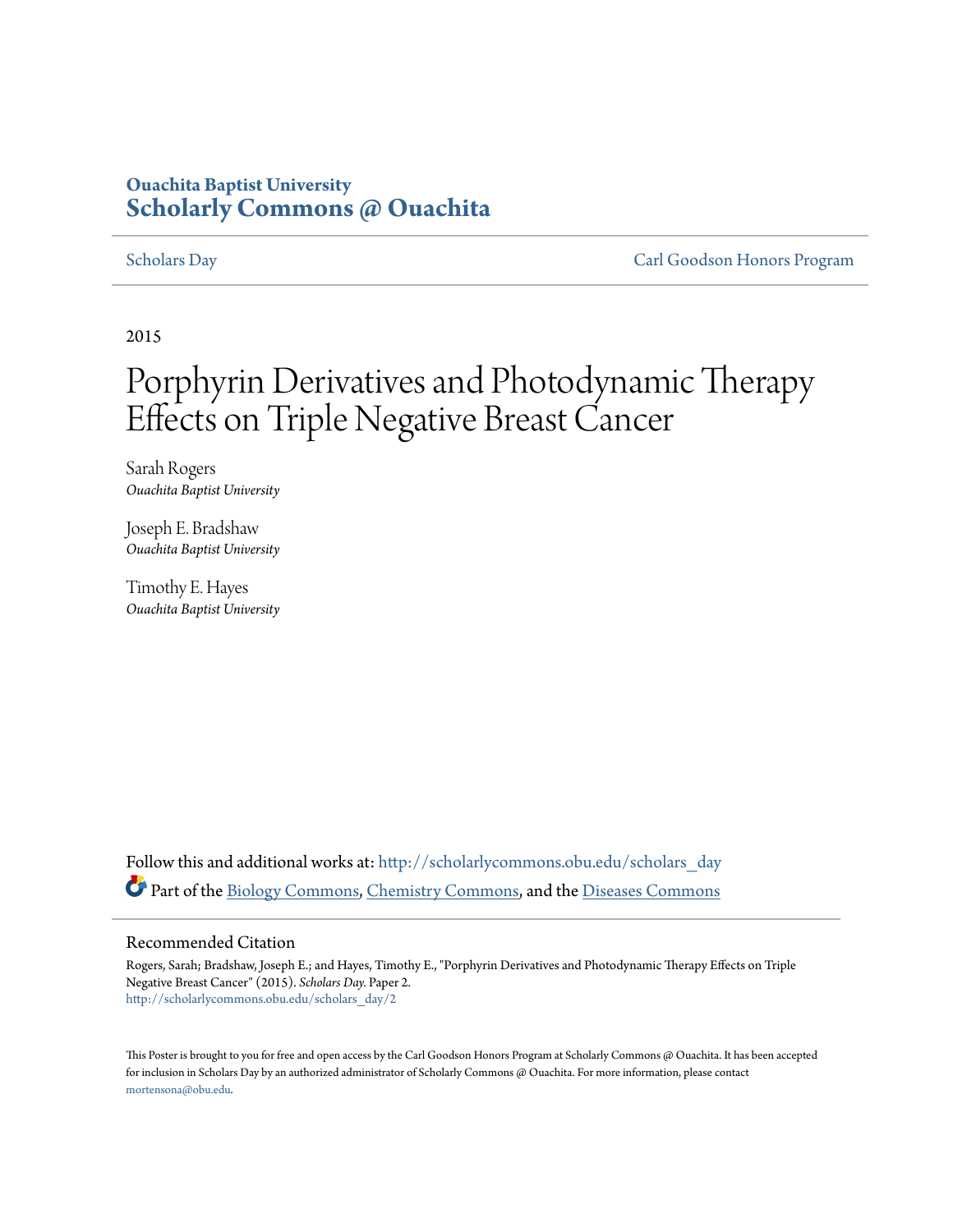Ouachita Baptist University
# Scholarly Commons @ Ouachita

Scholars Day | Carl Goodson Honors Program

2015

# Porphyrin Derivatives and Photodynamic Therapy Effects on Triple Negative Breast Cancer

Sarah Rogers
*Ouachita Baptist University*

Joseph E. Bradshaw
*Ouachita Baptist University*

Timothy E. Hayes
*Ouachita Baptist University*

Follow this and additional works at: http://scholarlycommons.obu.edu/scholars_day

Part of the Biology Commons, Chemistry Commons, and the Diseases Commons

## Recommended Citation

Rogers, Sarah; Bradshaw, Joseph E.; and Hayes, Timothy E., "Porphyrin Derivatives and Photodynamic Therapy Effects on Triple Negative Breast Cancer" (2015). *Scholars Day.* Paper 2.
http://scholarlycommons.obu.edu/scholars_day/2

This Poster is brought to you for free and open access by the Carl Goodson Honors Program at Scholarly Commons @ Ouachita. It has been accepted for inclusion in Scholars Day by an authorized administrator of Scholarly Commons @ Ouachita. For more information, please contact mortensona@obu.edu.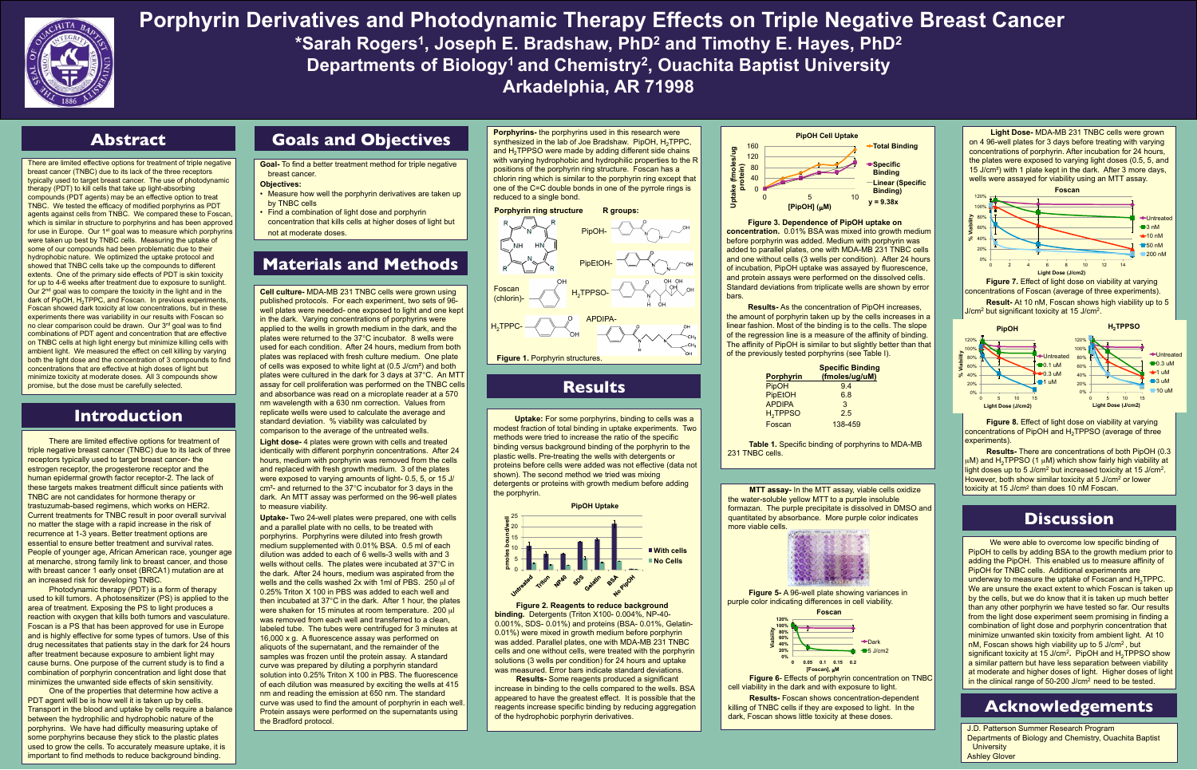# Porphyrin Derivatives and Photodynamic Therapy Effects on Triple Negative Breast Cancer

**\*Sarah Rogers[1], Joseph E. Bradshaw, PhD[2] and Timothy E. Hayes, PhD[2]**

**Departments of Biology[1] and Chemistry[2], Ouachita Baptist University**

**Arkadelphia, AR 71998**

## Abstract

There are limited effective options for treatment of triple negative breast cancer (TNBC) due to its lack of the three receptors typically used to target breast cancer. The use of photodynamic therapy (PDT) to kill cells that take up light-absorbing compounds (PDT agents) may be an effective option to treat TNBC. We tested the efficacy of modified porphyrins as PDT agents against cells from TNBC. We compared these to Foscan, which is similar in structure to porphyrins and has been approved for use in Europe. Our 1st goal was to measure which porphyrins were taken up best by TNBC cells. Measuring the uptake of some of our compounds had been problematic due to their hydrophobic nature. We optimized the uptake protocol and showed that TNBC cells take up the compounds to different extents. One of the primary side effects of PDT is skin toxicity for up to 4-6 weeks after treatment due to exposure to sunlight. Our 2nd goal was to compare the toxicity in the light and in the dark of PipOH, $H_2$TPPC, and Foscan. In previous experiments, Foscan showed dark toxicity at low concentrations, but in these experiments there was variability in our results with Foscan so no clear comparison could be drawn. Our 3rd goal was to find combinations of PDT agent and concentration that are effective on TNBC cells at high light energy but minimize killing cells with ambient light. We measured the effect on cell killing by varying both the light dose and the concentration of 3 compounds to find concentrations that are effective at high doses of light but minimize toxicity at moderate doses. All 3 compounds show promise, but the dose must be carefully selected.

## Introduction

There are limited effective options for treatment of triple negative breast cancer (TNBC) due to its lack of three receptors typically used to target breast cancer- the estrogen receptor, the progesterone receptor and the human epidermal growth factor receptor-2. The lack of these targets makes treatment difficult since patients with TNBC are not candidates for hormone therapy or trastuzumab-based regimens, which works on HER2. Current treatments for TNBC result in poor overall survival no matter the stage with a rapid increase in the risk of recurrence at 1-3 years. Better treatment options are essential to ensure better treatment and survival rates. People of younger age, African American race, younger age at menarche, strong family link to breast cancer, and those with breast cancer 1 early onset (BRCA1) mutation are at an increased risk for developing TNBC.

Photodynamic therapy (PDT) is a form of therapy used to kill tumors. A photosensitizer (PS) is applied to the area of treatment. Exposing the PS to light produces a reaction with oxygen that kills both tumors and vasculature. Foscan is a PS that has been approved for use in Europe and is highly effective for some types of tumors. Use of this drug necessitates that patients stay in the dark for 24 hours after treatment because exposure to ambient light may cause burns. One purpose of the current study is to find a combination of porphyrin concentration and light dose that minimizes the unwanted side effects of skin sensitivity.

One of the properties that determine how active a PDT agent will be is how well it is taken up by cells. Transport in the blood and uptake by cells require a balance between the hydrophilic and hydrophobic nature of the porphyrins. We have had difficulty measuring uptake of some porphyrins because they stick to the plastic plates used to grow the cells. To accurately measure uptake, it is important to find methods to reduce background binding.

## Goals and Objectives

**Goal-** To find a better treatment method for triple negative breast cancer.

**Objectives:**

- Measure how well the porphyrin derivatives are taken up by TNBC cells
- Find a combination of light dose and porphyrin concentration that kills cells at higher doses of light but not at moderate doses.

## Materials and Methods

**Cell culture-** MDA-MB 231 TNBC cells were grown using published protocols. For each experiment, two sets of 96-well plates were needed- one exposed to light and one kept in the dark. Varying concentrations of porphyrins were applied to the cells in growth medium in the dark, and the plates were returned to the 37°C incubator. 8 wells were used for each condition. After 24 hours, medium from both plates was replaced with fresh culture medium. One plate of cells was exposed to white light at (0.5 J/cm²) and both plates were cultured in the dark for 3 days at 37°C. An MTT assay for cell proliferation was performed on the TNBC cells and absorbance was read on a microplate reader at a 570 nm wavelength with a 630 nm correction. Values from replicate wells were used to calculate the average and standard deviation. % viability was calculated by comparison to the average of the untreated wells.

**Light dose-** 4 plates were grown with cells and treated identically with different porphyrin concentrations. After 24 hours, medium with porphyrin was removed from the cells and replaced with fresh growth medium. 3 of the plates were exposed to varying amounts of light- 0.5, 5, or 15 J/cm²- and returned to the 37°C incubator for 3 days in the dark. An MTT assay was performed on the 96-well plates to measure viability.

**Uptake-** Two 24-well plates were prepared, one with cells and a parallel plate with no cells, to be treated with porphyrins. Porphyrins were diluted into fresh growth medium supplemented with 0.01% BSA. 0.5 ml of each dilution was added to each of 6 wells-3 wells with and 3 wells without cells. The plates were incubated at 37°C in the dark. After 24 hours, medium was aspirated from the wells and the cells washed 2x with 1ml of PBS. 250 µl of 0.25% Triton X 100 in PBS was added to each well and then incubated at 37°C in the dark. After 1 hour, the plates were shaken for 15 minutes at room temperature. 200 µl was removed from each well and transferred to a clean, labeled tube. The tubes were centrifuged for 3 minutes at 16,000 x g. A fluorescence assay was performed on aliquots of the supernatant, and the remainder of the samples was frozen until the protein assay. A standard curve was prepared by diluting a porphyrin standard solution into 0.25% Triton X 100 in PBS. The fluorescence of each dilution was measured by exciting the wells at 415 nm and reading the emission at 650 nm. The standard curve was used to find the amount of porphyrin in each well. Protein assays were performed on the supernatants using the Bradford protocol.

**Porphyrins-** the porphyrins used in this research were synthesized in the lab of Joe Bradshaw. PipOH, $H_2$TPPC, and $H_2$TPPSO were made by adding different side chains with varying hydrophobic and hydrophilic properties to the R positions of the porphyrin ring structure. Foscan has a chlorin ring which is similar to the porphyrin ring except that one of the C=C double bonds in one of the pyrrole rings is reduced to a single bond.

Porphyrin ring structure

R groups:

PipOH-

PipEtOH-

Foscan (chlorin)-

$H_2$TPPSO-

$H_2$TPPC-

APDIPA-

**Figure 1.** Porphyrin structures.

## Results

**Uptake:** For some porphyrins, binding to cells was a modest fraction of total binding in uptake experiments. Two methods were tried to increase the ratio of the specific binding versus background binding of the porphyrin to the plastic wells. Pre-treating the wells with detergents or proteins before cells were added was not effective (data not shown). The second method we tried was mixing detergents or proteins with growth medium before adding the porphyrin.

PipOH Uptake

pmoles bound/well

25, 20, 15, 10, 5, 0

Untreated, Triton, NP40, SDS, Gelatin, BSA, No PipOH

With cells

No Cells

**Figure 2. Reagents to reduce background binding.** Detergents (Triton X100- 0.004%, NP-40- 0.001%, SDS- 0.01%) and proteins (BSA- 0.01%, Gelatin- 0.01%) were mixed in growth medium before porphyrin was added. Parallel plates, one with MDA-MB 231 TNBC cells and one without cells, were treated with the porphyrin solutions (3 wells per condition) for 24 hours and uptake was measured. Error bars indicate standard deviations.

**Results-** Some reagents produced a significant increase in binding to the cells compared to the wells. BSA appeared to have the greatest effect. It is possible that the reagents increase specific binding by reducing aggregation of the hydrophobic porphyrin derivatives.

PipOH Cell Uptake

Uptake (fmoles/ug protein)

160, 120, 80, 40, 0

0, 5, 10

[PipOH] (µM)

Total Binding

Specific Binding

Linear (Specific Binding)

y = 9.38x

**Figure 3. Dependence of PipOH uptake on concentration.** 0.01% BSA was mixed into growth medium before porphyrin was added. Medium with porphyrin was added to parallel plates, one with MDA-MB 231 TNBC cells and one without cells (3 wells per condition). After 24 hours of incubation, PipOH uptake was measured by fluorescence, and protein assays were performed on the dissolved cells. Standard deviations from triplicate wells are shown by error bars.

**Results-** As the concentration of PipOH increases, the amount of porphyrin taken up by the cells increases in a linear fashion. Most of the binding is to the cells. The slope of the regression line is a measure of the affinity of binding. The affinity of PipOH is similar to but slightly better than that of the previously tested porphyrins (see Table I).

| Porphyrin | Specific Binding (fmoles/ug/uM) |
|---|---|
| PipOH | 9.4 |
| PipEtOH | 6.8 |
| APDIPA | 3 |
| $H_2$TPPSO | 2.5 |
| Foscan | 138-459 |

**Table 1.** Specific binding of porphyrins to MDA-MB 231 TNBC cells.

**MTT assay-** In the MTT assay, viable cells oxidize the water-soluble yellow MTT to a purple insoluble formazan. The purple precipitate is dissolved in DMSO and quantitated by absorbance. More purple color indicates more viable cells.

**Figure 5-** A 96-well plate showing variances in purple color indicating differences in cell viability.

Foscan

Viability

120%, 100%, 80%, 60%, 40%, 20%, 0%

0, 0.05, 0.1, 0.15, 0.2

[Foscan], µM

Dark

5 J/cm2

**Figure 6-** Effects of porphyrin concentration on TNBC cell viability in the dark and with exposure to light.

**Results-** Foscan shows concentration-dependent killing of TNBC cells if they are exposed to light. In the dark, Foscan shows little toxicity at these doses.

**Light Dose-** MDA-MB 231 TNBC cells were grown on 4 96-well plates for 3 days before treating with varying concentrations of porphyrin. After incubation for 24 hours, the plates were exposed to varying light doses (0.5, 5, and 15 J/cm²) with 1 plate kept in the dark. After 3 more days, wells were assayed for viability using an MTT assay.

Foscan

% Viability

120%, 100%, 80%, 60%, 40%, 20%, 0%

0, 2, 4, 6, 8, 10, 12, 14

Light Dose (J/cm2)

Untreated

3 nM

10 nM

50 nM

200 nM

**Figure 7.** Effect of light dose on viability at varying concentrations of Foscan (average of three experiments).

**Result-** At 10 nM, Foscan shows high viability up to 5 J/cm² but significant toxicity at 15 J/cm².

PipOH

% Viability

120%, 100%, 80%, 60%, 40%, 20%, 0%

0, 5, 10, 15

Light Dose (J/cm2)

Untreated

0.1 uM

0.3 uM

1 uM

$H_2$TPPSO

120%, 100%, 80%, 60%, 40%, 20%, 0%

0, 5, 10, 15

Light Dose (J/cm2)

Untreated

0.3 uM

1 uM

3 uM

10 uM

**Figure 8.** Effect of light dose on viability at varying concentrations of PipOH and $H_2$TPPSO (average of three experiments).

**Results-** There are concentrations of both PipOH (0.3 µM) and $H_2$TPPSO (1 µM) which show fairly high viability at light doses up to 5 J/cm² but increased toxicity at 15 J/cm². However, both show similar toxicity at 5 J/cm² or lower toxicity at 15 J/cm² than does 10 nM Foscan.

## Discussion

We were able to overcome low specific binding of PipOH to cells by adding BSA to the growth medium prior to adding the PipOH. This enabled us to measure affinity of PipOH for TNBC cells. Additional experiments are underway to measure the uptake of Foscan and $H_2$TPPC. We are unsure the exact extent to which Foscan is taken up by the cells, but we do know that it is taken up much better than any other porphyrin we have tested so far. Our results from the light dose experiment seem promising in finding a combination of light dose and porphyrin concentration that minimize unwanted skin toxicity from ambient light. At 10 nM, Foscan shows high viability up to 5 J/cm², but significant toxicity at 15 J/cm². PipOH and $H_2$TPPSO show a similar pattern but have less separation between viability at moderate and higher doses of light. Higher doses of light in the clinical range of 50-200 J/cm² need to be tested.

## Acknowledgements

J.D. Patterson Summer Research Program

Departments of Biology and Chemistry, Ouachita Baptist University

Ashley Glover